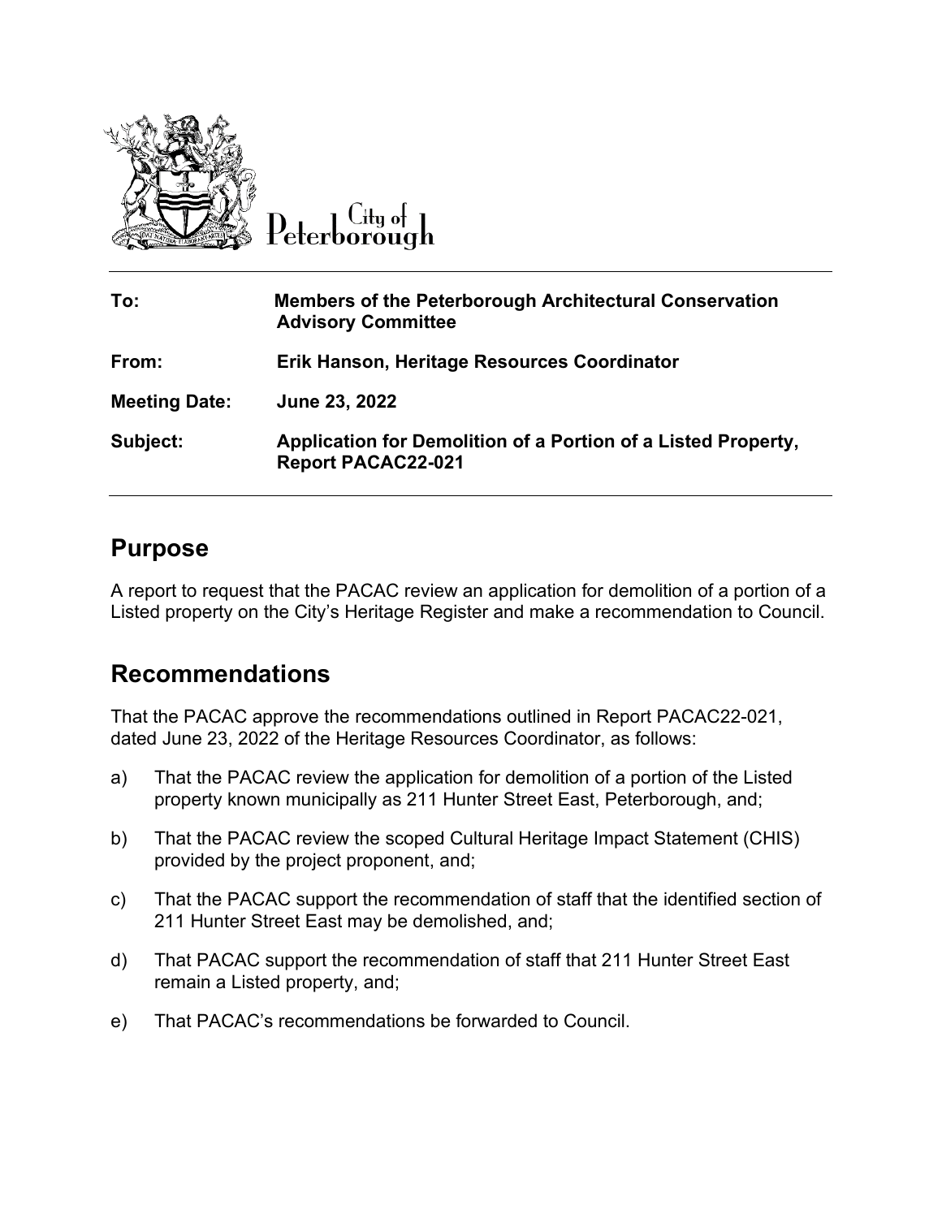City of Peterborough

| | |
|---|---|
| **To:** | **Members of the Peterborough Architectural Conservation Advisory Committee** |
| **From:** | **Erik Hanson, Heritage Resources Coordinator** |
| **Meeting Date:** | **June 23, 2022** |
| **Subject:** | **Application for Demolition of a Portion of a Listed Property, Report PACAC22-021** |

## Purpose

A report to request that the PACAC review an application for demolition of a portion of a Listed property on the City's Heritage Register and make a recommendation to Council.

## Recommendations

That the PACAC approve the recommendations outlined in Report PACAC22-021, dated June 23, 2022 of the Heritage Resources Coordinator, as follows:

a) That the PACAC review the application for demolition of a portion of the Listed property known municipally as 211 Hunter Street East, Peterborough, and;

b) That the PACAC review the scoped Cultural Heritage Impact Statement (CHIS) provided by the project proponent, and;

c) That the PACAC support the recommendation of staff that the identified section of 211 Hunter Street East may be demolished, and;

d) That PACAC support the recommendation of staff that 211 Hunter Street East remain a Listed property, and;

e) That PACAC's recommendations be forwarded to Council.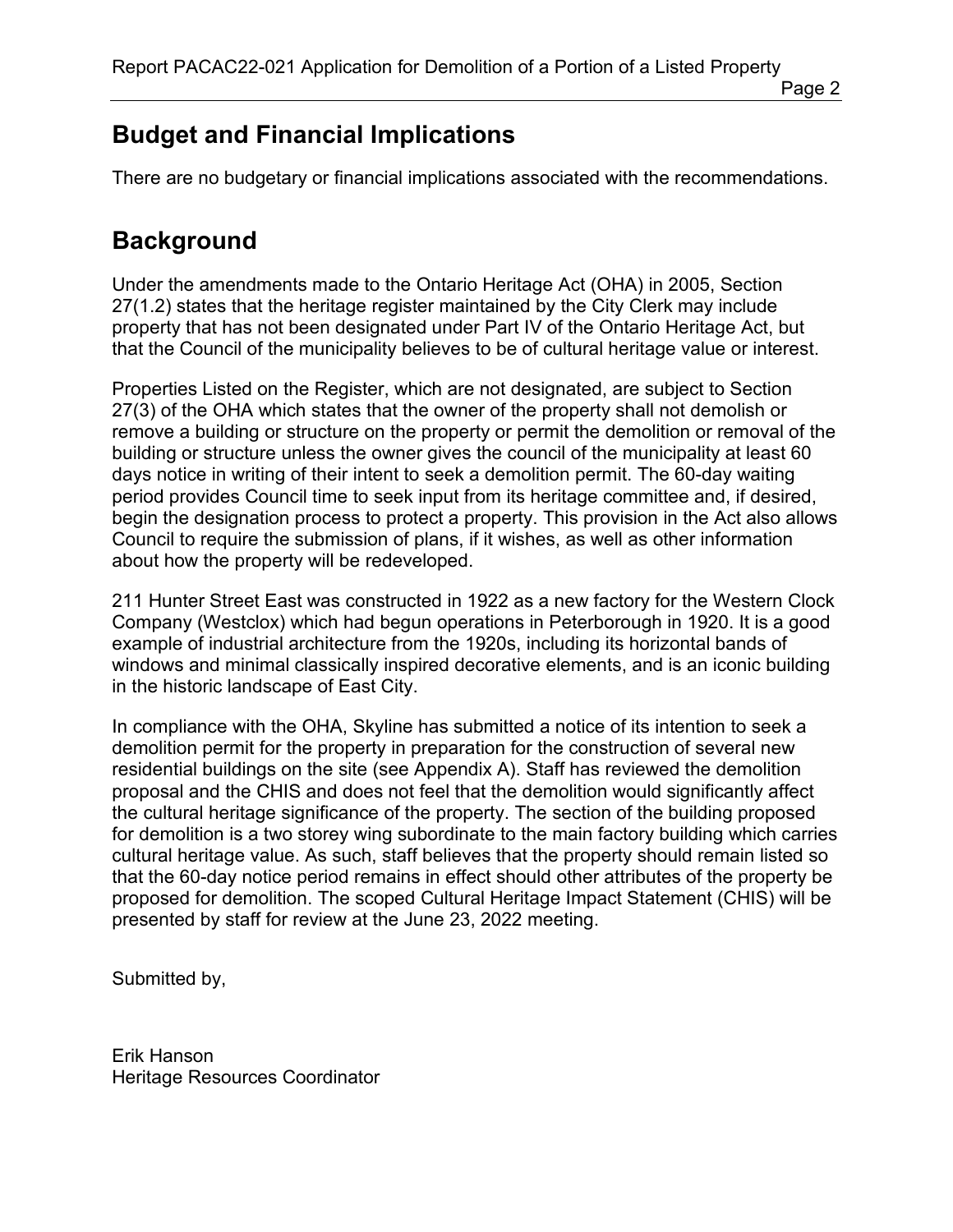## Budget and Financial Implications

There are no budgetary or financial implications associated with the recommendations.

## Background

Under the amendments made to the Ontario Heritage Act (OHA) in 2005, Section 27(1.2) states that the heritage register maintained by the City Clerk may include property that has not been designated under Part IV of the Ontario Heritage Act, but that the Council of the municipality believes to be of cultural heritage value or interest.

Properties Listed on the Register, which are not designated, are subject to Section 27(3) of the OHA which states that the owner of the property shall not demolish or remove a building or structure on the property or permit the demolition or removal of the building or structure unless the owner gives the council of the municipality at least 60 days notice in writing of their intent to seek a demolition permit. The 60-day waiting period provides Council time to seek input from its heritage committee and, if desired, begin the designation process to protect a property. This provision in the Act also allows Council to require the submission of plans, if it wishes, as well as other information about how the property will be redeveloped.

211 Hunter Street East was constructed in 1922 as a new factory for the Western Clock Company (Westclox) which had begun operations in Peterborough in 1920. It is a good example of industrial architecture from the 1920s, including its horizontal bands of windows and minimal classically inspired decorative elements, and is an iconic building in the historic landscape of East City.

In compliance with the OHA, Skyline has submitted a notice of its intention to seek a demolition permit for the property in preparation for the construction of several new residential buildings on the site (see Appendix A). Staff has reviewed the demolition proposal and the CHIS and does not feel that the demolition would significantly affect the cultural heritage significance of the property. The section of the building proposed for demolition is a two storey wing subordinate to the main factory building which carries cultural heritage value. As such, staff believes that the property should remain listed so that the 60-day notice period remains in effect should other attributes of the property be proposed for demolition. The scoped Cultural Heritage Impact Statement (CHIS) will be presented by staff for review at the June 23, 2022 meeting.

Submitted by,

Erik Hanson
Heritage Resources Coordinator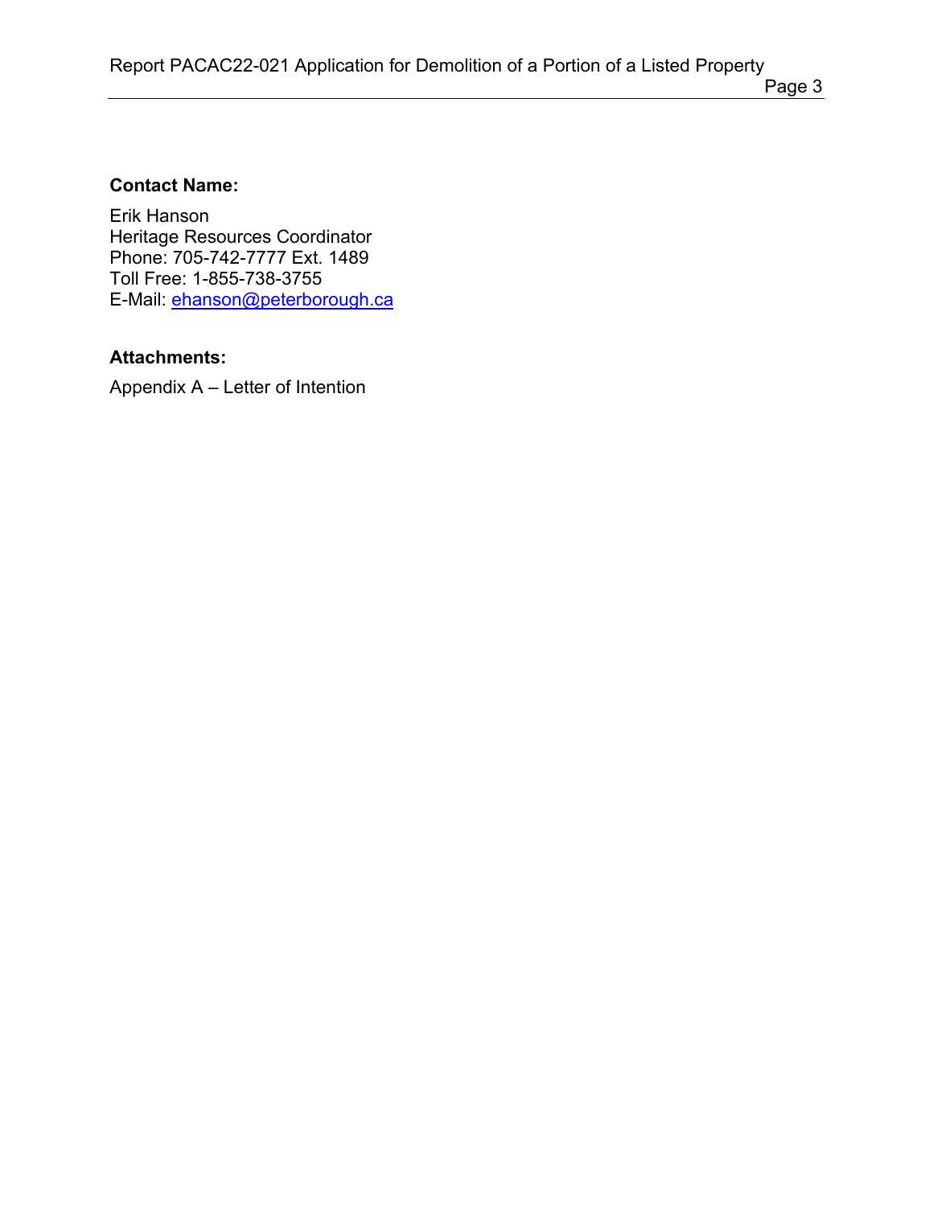**Contact Name:**

Erik Hanson
Heritage Resources Coordinator
Phone: 705-742-7777 Ext. 1489
Toll Free: 1-855-738-3755
E-Mail: ehanson@peterborough.ca

**Attachments:**

Appendix A – Letter of Intention